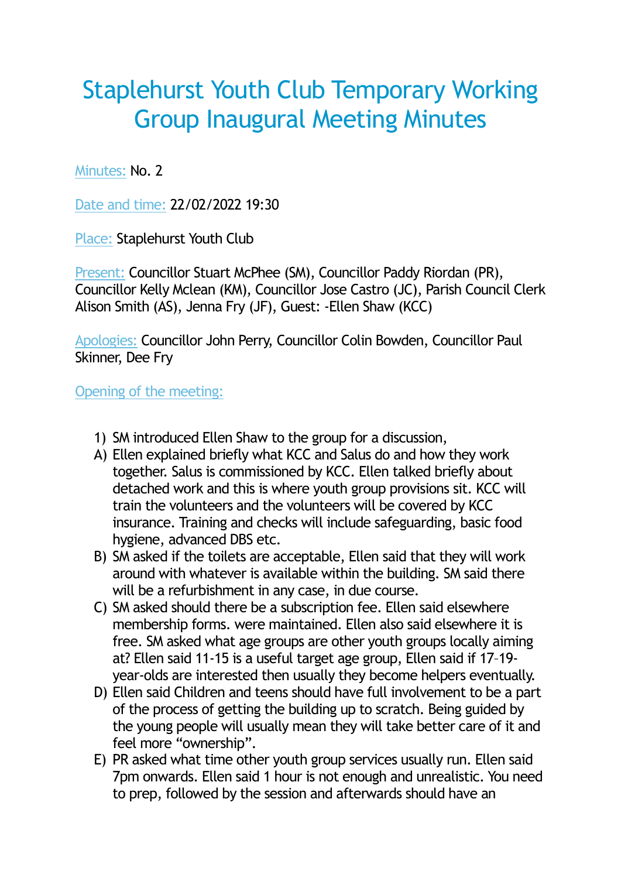# Staplehurst Youth Club Temporary Working Group Inaugural Meeting Minutes

Minutes: No. 2

Date and time: 22/02/2022 19:30

Place: Staplehurst Youth Club

Present: Councillor Stuart McPhee (SM), Councillor Paddy Riordan (PR), Councillor Kelly Mclean (KM), Councillor Jose Castro (JC), Parish Council Clerk Alison Smith (AS), Jenna Fry (JF), Guest: -Ellen Shaw (KCC)

Apologies: Councillor John Perry, Councillor Colin Bowden, Councillor Paul Skinner, Dee Fry

Opening of the meeting:

1) SM introduced Ellen Shaw to the group for a discussion,

A) Ellen explained briefly what KCC and Salus do and how they work together. Salus is commissioned by KCC. Ellen talked briefly about detached work and this is where youth group provisions sit. KCC will train the volunteers and the volunteers will be covered by KCC insurance. Training and checks will include safeguarding, basic food hygiene, advanced DBS etc.
B) SM asked if the toilets are acceptable, Ellen said that they will work around with whatever is available within the building. SM said there will be a refurbishment in any case, in due course.
C) SM asked should there be a subscription fee. Ellen said elsewhere membership forms. were maintained. Ellen also said elsewhere it is free. SM asked what age groups are other youth groups locally aiming at? Ellen said 11-15 is a useful target age group, Ellen said if 17–19-year-olds are interested then usually they become helpers eventually.
D) Ellen said Children and teens should have full involvement to be a part of the process of getting the building up to scratch. Being guided by the young people will usually mean they will take better care of it and feel more "ownership".
E) PR asked what time other youth group services usually run. Ellen said 7pm onwards. Ellen said 1 hour is not enough and unrealistic. You need to prep, followed by the session and afterwards should have an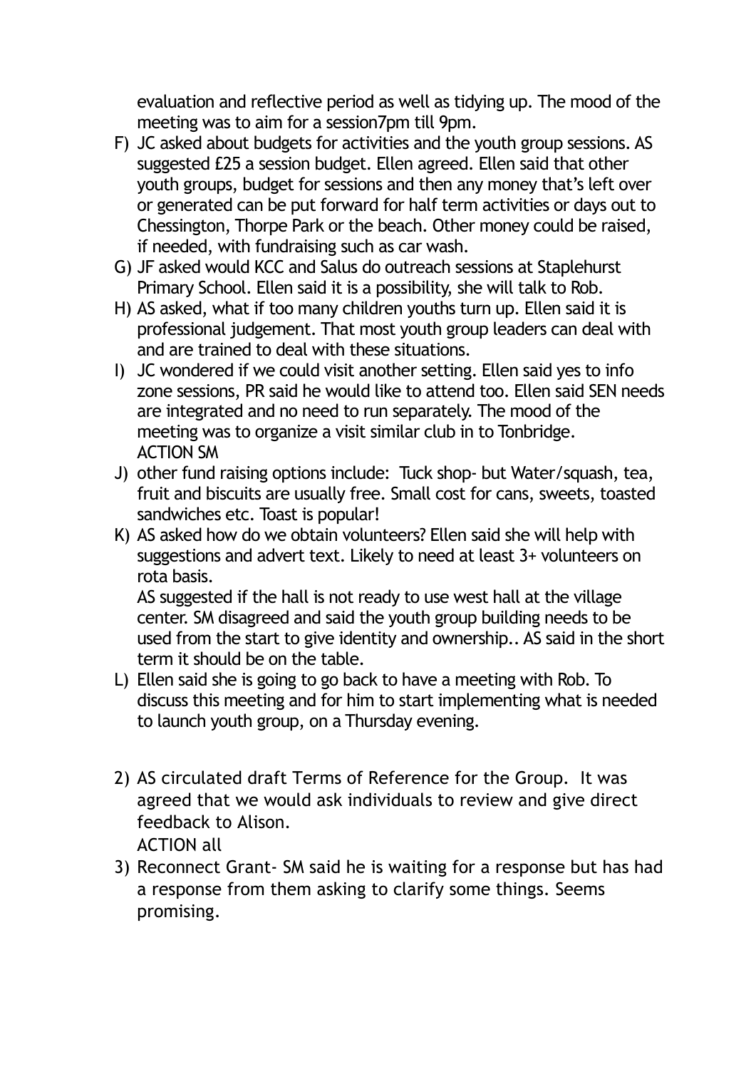evaluation and reflective period as well as tidying up. The mood of the meeting was to aim for a session7pm till 9pm.

F) JC asked about budgets for activities and the youth group sessions. AS suggested £25 a session budget. Ellen agreed. Ellen said that other youth groups, budget for sessions and then any money that's left over or generated can be put forward for half term activities or days out to Chessington, Thorpe Park or the beach. Other money could be raised, if needed, with fundraising such as car wash.

G) JF asked would KCC and Salus do outreach sessions at Staplehurst Primary School. Ellen said it is a possibility, she will talk to Rob.

H) AS asked, what if too many children youths turn up. Ellen said it is professional judgement. That most youth group leaders can deal with and are trained to deal with these situations.

I) JC wondered if we could visit another setting. Ellen said yes to info zone sessions, PR said he would like to attend too. Ellen said SEN needs are integrated and no need to run separately. The mood of the meeting was to organize a visit similar club in to Tonbridge.
ACTION SM

J) other fund raising options include: Tuck shop- but Water/squash, tea, fruit and biscuits are usually free. Small cost for cans, sweets, toasted sandwiches etc. Toast is popular!

K) AS asked how do we obtain volunteers? Ellen said she will help with suggestions and advert text. Likely to need at least 3+ volunteers on rota basis.
AS suggested if the hall is not ready to use west hall at the village center. SM disagreed and said the youth group building needs to be used from the start to give identity and ownership.. AS said in the short term it should be on the table.

L) Ellen said she is going to go back to have a meeting with Rob. To discuss this meeting and for him to start implementing what is needed to launch youth group, on a Thursday evening.

2) AS circulated draft Terms of Reference for the Group. It was agreed that we would ask individuals to review and give direct feedback to Alison.
ACTION all

3) Reconnect Grant- SM said he is waiting for a response but has had a response from them asking to clarify some things. Seems promising.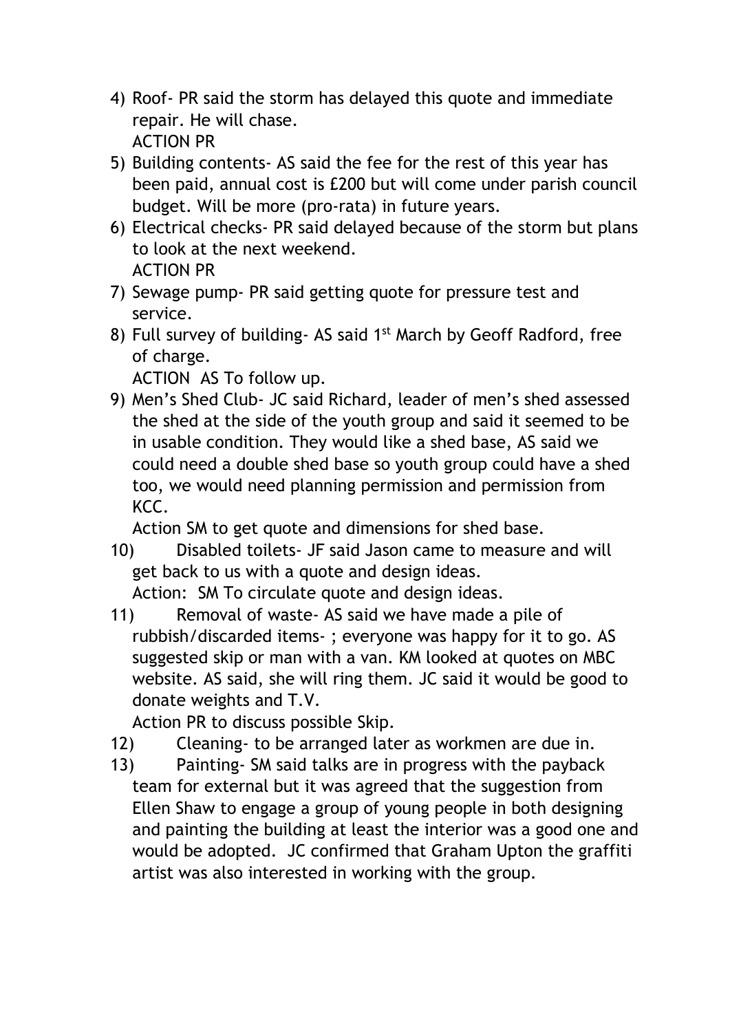4) Roof- PR said the storm has delayed this quote and immediate repair. He will chase.
   ACTION PR
5) Building contents- AS said the fee for the rest of this year has been paid, annual cost is £200 but will come under parish council budget. Will be more (pro-rata) in future years.
6) Electrical checks- PR said delayed because of the storm but plans to look at the next weekend.
   ACTION PR
7) Sewage pump- PR said getting quote for pressure test and service.
8) Full survey of building- AS said 1st March by Geoff Radford, free of charge.
   ACTION AS To follow up.
9) Men's Shed Club- JC said Richard, leader of men's shed assessed the shed at the side of the youth group and said it seemed to be in usable condition. They would like a shed base, AS said we could need a double shed base so youth group could have a shed too, we would need planning permission and permission from KCC.
   Action SM to get quote and dimensions for shed base.
10) Disabled toilets- JF said Jason came to measure and will get back to us with a quote and design ideas.
    Action: SM To circulate quote and design ideas.
11) Removal of waste- AS said we have made a pile of rubbish/discarded items- ; everyone was happy for it to go. AS suggested skip or man with a van. KM looked at quotes on MBC website. AS said, she will ring them. JC said it would be good to donate weights and T.V.
    Action PR to discuss possible Skip.
12) Cleaning- to be arranged later as workmen are due in.
13) Painting- SM said talks are in progress with the payback team for external but it was agreed that the suggestion from Ellen Shaw to engage a group of young people in both designing and painting the building at least the interior was a good one and would be adopted. JC confirmed that Graham Upton the graffiti artist was also interested in working with the group.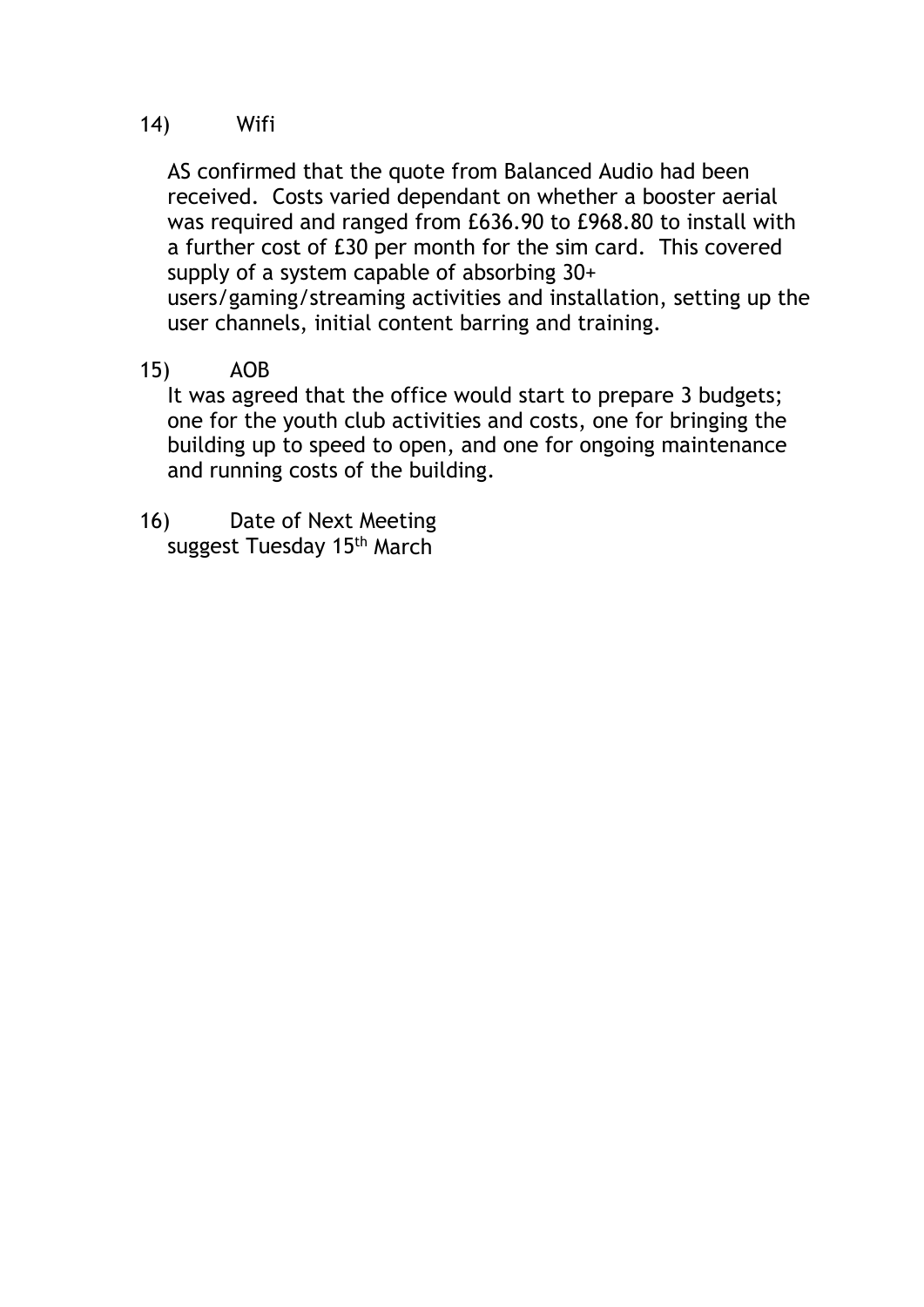14) Wifi

AS confirmed that the quote from Balanced Audio had been received. Costs varied dependant on whether a booster aerial was required and ranged from £636.90 to £968.80 to install with a further cost of £30 per month for the sim card. This covered supply of a system capable of absorbing 30+ users/gaming/streaming activities and installation, setting up the user channels, initial content barring and training.

15) AOB

It was agreed that the office would start to prepare 3 budgets; one for the youth club activities and costs, one for bringing the building up to speed to open, and one for ongoing maintenance and running costs of the building.

16) Date of Next Meeting

suggest Tuesday 15th March